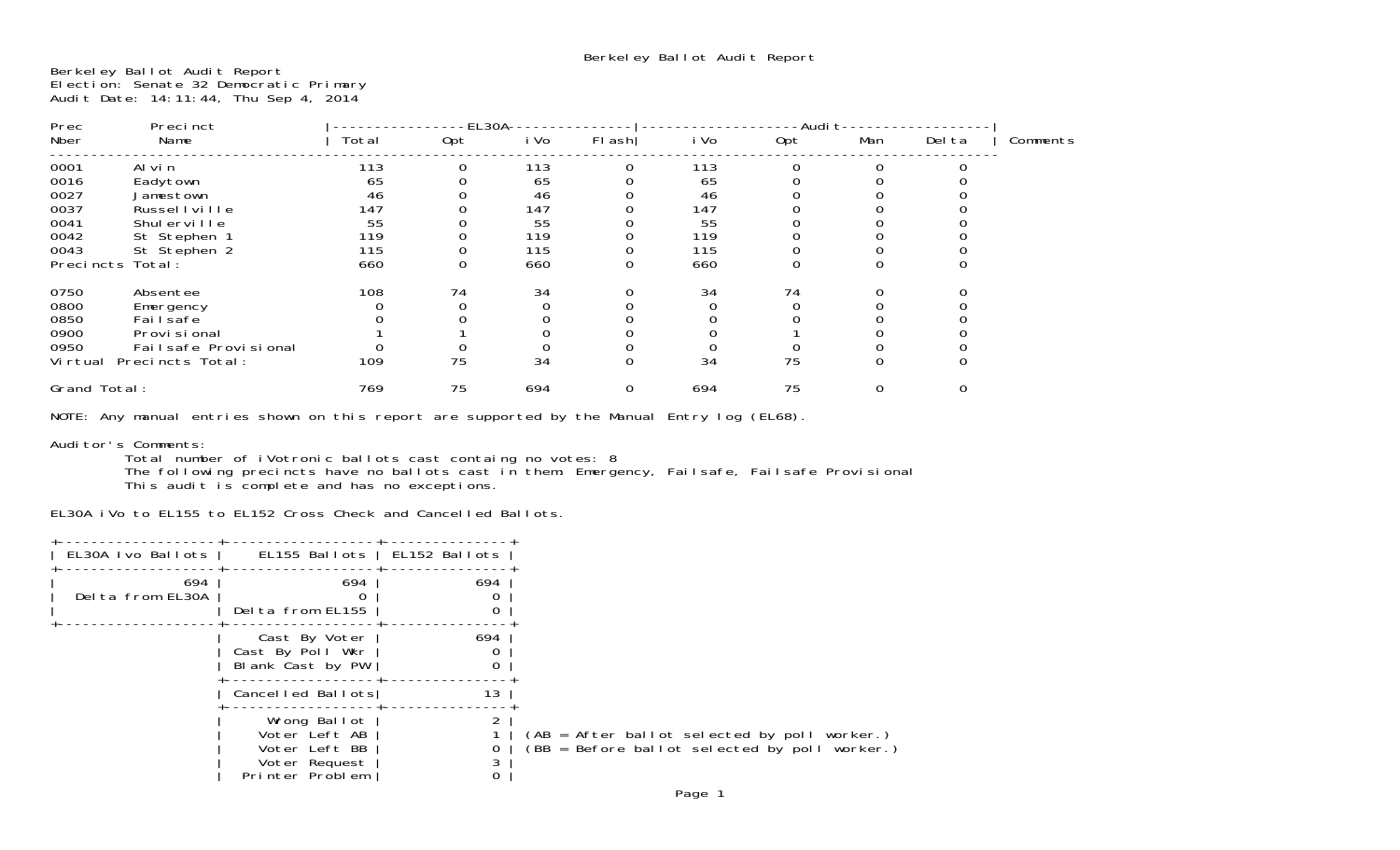Berkeley Ballot Audit Report

Berkeley Ballot Audit Report
Election: Senate 32 Democratic Primary
Audit Date: 14:11:44, Thu Sep 4, 2014

| Prec Nber | Precinct Name | EL30A Total | EL30A Opt | EL30A iVo | EL30A Flash | Audit iVo | Audit Opt | Audit Man | Audit Delta | Comments |
|---|---|---|---|---|---|---|---|---|---|---|
| 0001 | Alvin | 113 | 0 | 113 | 0 | 113 | 0 | 0 | 0 | |
| 0016 | Eadytown | 65 | 0 | 65 | 0 | 65 | 0 | 0 | 0 | |
| 0027 | Jamestown | 46 | 0 | 46 | 0 | 46 | 0 | 0 | 0 | |
| 0037 | Russellville | 147 | 0 | 147 | 0 | 147 | 0 | 0 | 0 | |
| 0041 | Shulerville | 55 | 0 | 55 | 0 | 55 | 0 | 0 | 0 | |
| 0042 | St Stephen 1 | 119 | 0 | 119 | 0 | 119 | 0 | 0 | 0 | |
| 0043 | St Stephen 2 | 115 | 0 | 115 | 0 | 115 | 0 | 0 | 0 | |
| Precincts Total: | | 660 | 0 | 660 | 0 | 660 | 0 | 0 | 0 | |
| 0750 | Absentee | 108 | 74 | 34 | 0 | 34 | 74 | 0 | 0 | |
| 0800 | Emergency | 0 | 0 | 0 | 0 | 0 | 0 | 0 | 0 | |
| 0850 | Failsafe | 0 | 0 | 0 | 0 | 0 | 0 | 0 | 0 | |
| 0900 | Provisional | 1 | 1 | 0 | 0 | 0 | 1 | 0 | 0 | |
| 0950 | Failsafe Provisional | 0 | 0 | 0 | 0 | 0 | 0 | 0 | 0 | |
| Virtual Precincts Total: | | 109 | 75 | 34 | 0 | 34 | 75 | 0 | 0 | |
| Grand Total: | | 769 | 75 | 694 | 0 | 694 | 75 | 0 | 0 | |

NOTE: Any manual entries shown on this report are supported by the Manual Entry log (EL68).

Auditor's Comments:
Total number of iVotronic ballots cast containg no votes: 8
The following precincts have no ballots cast in them: Emergency, Failsafe, Failsafe Provisional
This audit is complete and has no exceptions.

EL30A iVo to EL155 to EL152 Cross Check and Cancelled Ballots.

| EL30A Ivo Ballots | EL155 Ballots | EL152 Ballots |
|---|---|---|
| 694 | 694 | 694 |
| Delta from EL30A | 0 | 0 |
| | Delta from EL155 | 0 |
| | Cast By Voter | 694 |
| | Cast By Poll Wkr | 0 |
| | Blank Cast by PW | 0 |
| | Cancelled Ballots | 13 |
| | Wrong Ballot | 2 |
| | Voter Left AB | 1 (AB = After ballot selected by poll worker.) |
| | Voter Left BB | 0 (BB = Before ballot selected by poll worker.) |
| | Voter Request | 3 |
| | Printer Problem | 0 |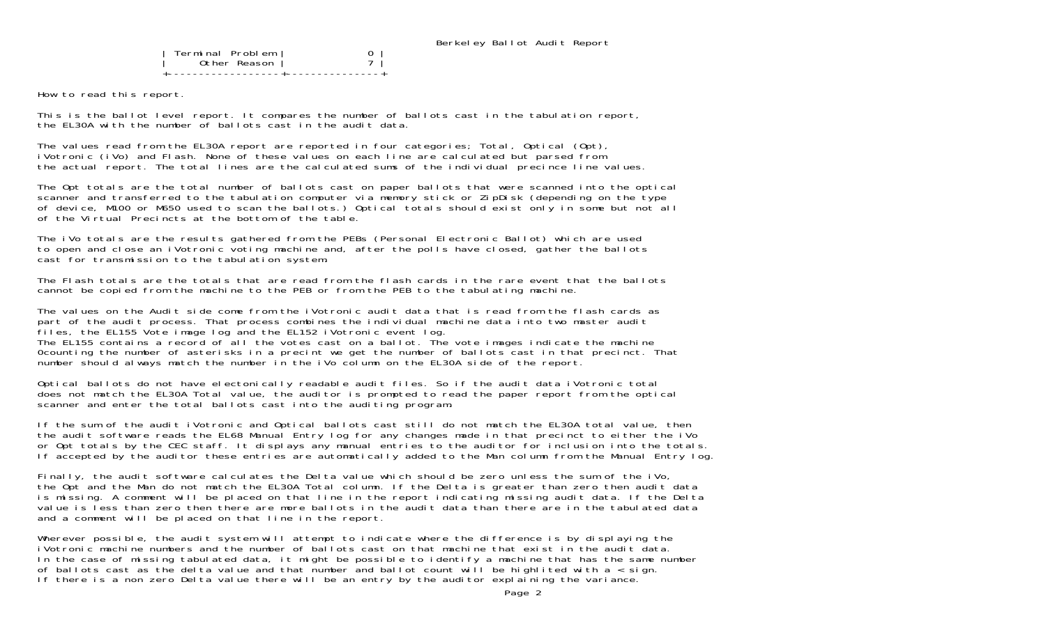| Terminal Problem | 0 |
|---|---|
| Other Reason | 7 |

How to read this report.

This is the ballot level report. It compares the number of ballots cast in the tabulation report, the EL30A with the number of ballots cast in the audit data.

The values read from the EL30A report are reported in four categories; Total, Optical (Opt), iVotronic (iVo) and Flash. None of these values on each line are calculated but parsed from the actual report. The total lines are the calculated sums of the individual precince line values.

The Opt totals are the total number of ballots cast on paper ballots that were scanned into the optical scanner and transferred to the tabulation computer via memory stick or ZipDisk (depending on the type of device, M100 or M650 used to scan the ballots.) Optical totals should exist only in some but not all of the Virtual Precincts at the bottom of the table.

The iVo totals are the results gathered from the PEBs (Personal Electronic Ballot) which are used to open and close an iVotronic voting machine and, after the polls have closed, gather the ballots cast for transmission to the tabulation system.

The Flash totals are the totals that are read from the flash cards in the rare event that the ballots cannot be copied from the machine to the PEB or from the PEB to the tabulating machine.

The values on the Audit side come from the iVotronic audit data that is read from the flash cards as part of the audit process. That process combines the individual machine data into two master audit files, the EL155 Vote image log and the EL152 iVotronic event log.
The EL155 contains a record of all the votes cast on a ballot. The vote images indicate the machine 0counting the number of asterisks in a precint we get the number of ballots cast in that precinct. That number should always match the number in the iVo column on the EL30A side of the report.

Optical ballots do not have electonically readable audit files. So if the audit data iVotronic total does not match the EL30A Total value, the auditor is prompted to read the paper report from the optical scanner and enter the total ballots cast into the auditing program.

If the sum of the audit iVotronic and Optical ballots cast still do not match the EL30A total value, then the audit software reads the EL68 Manual Entry log for any changes made in that precinct to either the iVo or Opt totals by the CEC staff. It displays any manual entries to the auditor for inclusion into the totals. If accepted by the auditor these entries are automatically added to the Man column from the Manual Entry log.

Finally, the audit software calculates the Delta value which should be zero unless the sum of the iVo, the Opt and the Man do not match the EL30A Total column. If the Delta is greater than zero then audit data is missing. A comment will be placed on that line in the report indicating missing audit data. If the Delta value is less than zero then there are more ballots in the audit data than there are in the tabulated data and a comment will be placed on that line in the report.

Wherever possible, the audit system will attempt to indicate where the difference is by displaying the iVotronic machine numbers and the number of ballots cast on that machine that exist in the audit data. In the case of missing tabulated data, it might be possible to identify a machine that has the same number of ballots cast as the delta value and that number and ballot count will be highlited with a < sign. If there is a non zero Delta value there will be an entry by the auditor explaining the variance.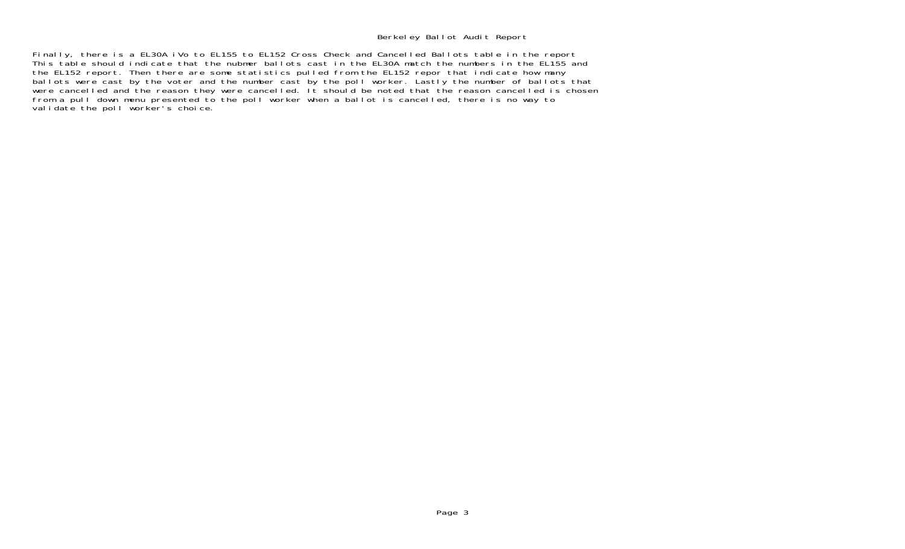Finally, there is a EL30A iVo to EL155 to EL152 Cross Check and Cancelled Ballots table in the report This table should indicate that the nubmer ballots cast in the EL30A match the numbers in the EL155 and the EL152 report. Then there are some statistics pulled from the EL152 repor that indicate how many ballots were cast by the voter and the number cast by the poll worker. Lastly the number of ballots that were cancelled and the reason they were cancelled. It should be noted that the reason cancelled is chosen from a pull down menu presented to the poll worker when a ballot is cancelled, there is no way to validate the poll worker's choice.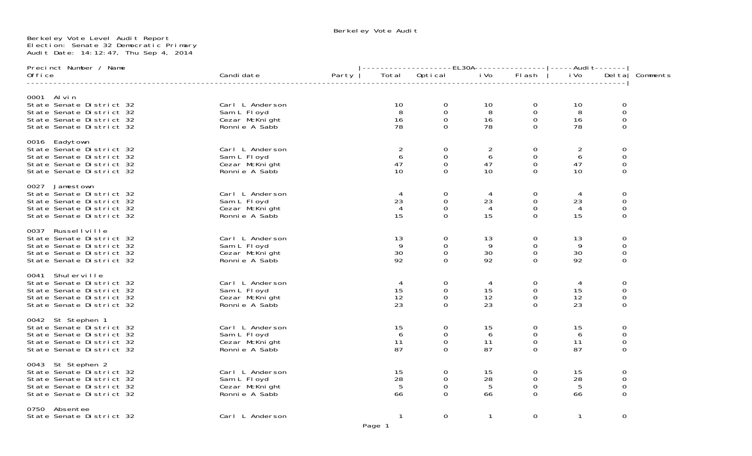Berkeley Vote Audit

Berkeley Vote Level Audit Report
Election: Senate 32 Democratic Primary
Audit Date: 14:12:47, Thu Sep 4, 2014

| Precinct Number / Name Office | Candidate | Party | EL30A Total | EL30A Optical | EL30A iVo | EL30A Flash | Audit iVo | Audit Delta | Comments |
|---|---|---|---|---|---|---|---|---|---|
| **0001 Alvin** | | | | | | | | | |
| State Senate District 32 | Carl L Anderson | | 10 | 0 | 10 | 0 | 10 | 0 | |
| State Senate District 32 | Sam L Floyd | | 8 | 0 | 8 | 0 | 8 | 0 | |
| State Senate District 32 | Cezar McKnight | | 16 | 0 | 16 | 0 | 16 | 0 | |
| State Senate District 32 | Ronnie A Sabb | | 78 | 0 | 78 | 0 | 78 | 0 | |
| **0016 Eadytown** | | | | | | | | | |
| State Senate District 32 | Carl L Anderson | | 2 | 0 | 2 | 0 | 2 | 0 | |
| State Senate District 32 | Sam L Floyd | | 6 | 0 | 6 | 0 | 6 | 0 | |
| State Senate District 32 | Cezar McKnight | | 47 | 0 | 47 | 0 | 47 | 0 | |
| State Senate District 32 | Ronnie A Sabb | | 10 | 0 | 10 | 0 | 10 | 0 | |
| **0027 Jamestown** | | | | | | | | | |
| State Senate District 32 | Carl L Anderson | | 4 | 0 | 4 | 0 | 4 | 0 | |
| State Senate District 32 | Sam L Floyd | | 23 | 0 | 23 | 0 | 23 | 0 | |
| State Senate District 32 | Cezar McKnight | | 4 | 0 | 4 | 0 | 4 | 0 | |
| State Senate District 32 | Ronnie A Sabb | | 15 | 0 | 15 | 0 | 15 | 0 | |
| **0037 Russellville** | | | | | | | | | |
| State Senate District 32 | Carl L Anderson | | 13 | 0 | 13 | 0 | 13 | 0 | |
| State Senate District 32 | Sam L Floyd | | 9 | 0 | 9 | 0 | 9 | 0 | |
| State Senate District 32 | Cezar McKnight | | 30 | 0 | 30 | 0 | 30 | 0 | |
| State Senate District 32 | Ronnie A Sabb | | 92 | 0 | 92 | 0 | 92 | 0 | |
| **0041 Shulerville** | | | | | | | | | |
| State Senate District 32 | Carl L Anderson | | 4 | 0 | 4 | 0 | 4 | 0 | |
| State Senate District 32 | Sam L Floyd | | 15 | 0 | 15 | 0 | 15 | 0 | |
| State Senate District 32 | Cezar McKnight | | 12 | 0 | 12 | 0 | 12 | 0 | |
| State Senate District 32 | Ronnie A Sabb | | 23 | 0 | 23 | 0 | 23 | 0 | |
| **0042 St Stephen 1** | | | | | | | | | |
| State Senate District 32 | Carl L Anderson | | 15 | 0 | 15 | 0 | 15 | 0 | |
| State Senate District 32 | Sam L Floyd | | 6 | 0 | 6 | 0 | 6 | 0 | |
| State Senate District 32 | Cezar McKnight | | 11 | 0 | 11 | 0 | 11 | 0 | |
| State Senate District 32 | Ronnie A Sabb | | 87 | 0 | 87 | 0 | 87 | 0 | |
| **0043 St Stephen 2** | | | | | | | | | |
| State Senate District 32 | Carl L Anderson | | 15 | 0 | 15 | 0 | 15 | 0 | |
| State Senate District 32 | Sam L Floyd | | 28 | 0 | 28 | 0 | 28 | 0 | |
| State Senate District 32 | Cezar McKnight | | 5 | 0 | 5 | 0 | 5 | 0 | |
| State Senate District 32 | Ronnie A Sabb | | 66 | 0 | 66 | 0 | 66 | 0 | |
| **0750 Absentee** | | | | | | | | | |
| State Senate District 32 | Carl L Anderson | | 1 | 0 | 1 | 0 | 1 | 0 | |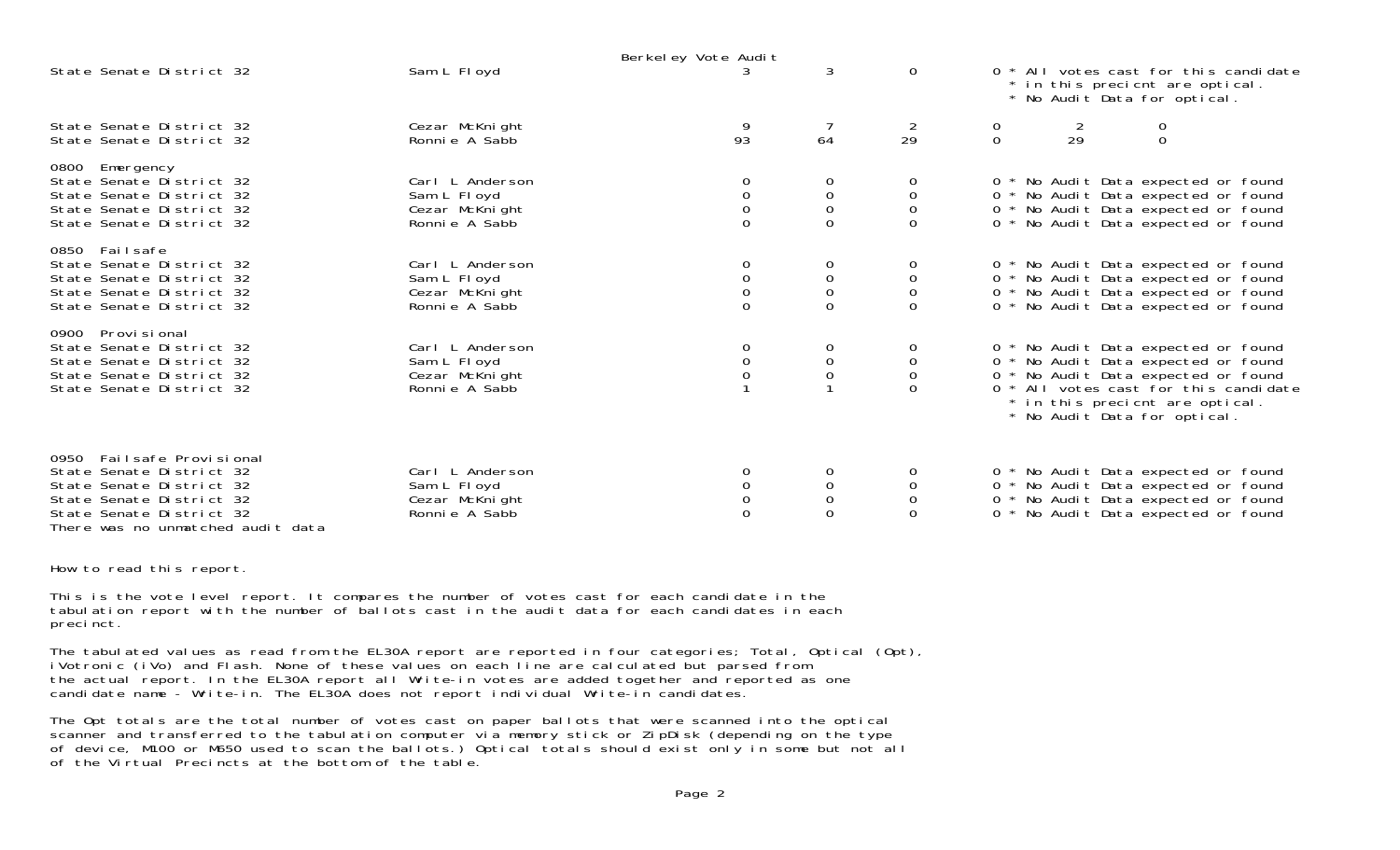Berkeley Vote Audit

| | | | | | | | |
|---|---|---|---|---|---|---|---|
| State Senate District 32 | Sam L Floyd | 3 | 3 | 0 | 0 * All votes cast for this candidate * in this precicnt are optical. * No Audit Data for optical. | | |
| State Senate District 32 | Cezar McKnight | 9 | 7 | 2 | 0 | 2 | 0 |
| State Senate District 32 | Ronnie A Sabb | 93 | 64 | 29 | 0 | 29 | 0 |
| **0800 Emergency** | | | | | | | |
| State Senate District 32 | Carl L Anderson | 0 | 0 | 0 | 0 * No Audit Data expected or found | | |
| State Senate District 32 | Sam L Floyd | 0 | 0 | 0 | 0 * No Audit Data expected or found | | |
| State Senate District 32 | Cezar McKnight | 0 | 0 | 0 | 0 * No Audit Data expected or found | | |
| State Senate District 32 | Ronnie A Sabb | 0 | 0 | 0 | 0 * No Audit Data expected or found | | |
| **0850 Failsafe** | | | | | | | |
| State Senate District 32 | Carl L Anderson | 0 | 0 | 0 | 0 * No Audit Data expected or found | | |
| State Senate District 32 | Sam L Floyd | 0 | 0 | 0 | 0 * No Audit Data expected or found | | |
| State Senate District 32 | Cezar McKnight | 0 | 0 | 0 | 0 * No Audit Data expected or found | | |
| State Senate District 32 | Ronnie A Sabb | 0 | 0 | 0 | 0 * No Audit Data expected or found | | |
| **0900 Provisional** | | | | | | | |
| State Senate District 32 | Carl L Anderson | 0 | 0 | 0 | 0 * No Audit Data expected or found | | |
| State Senate District 32 | Sam L Floyd | 0 | 0 | 0 | 0 * No Audit Data expected or found | | |
| State Senate District 32 | Cezar McKnight | 0 | 0 | 0 | 0 * No Audit Data expected or found | | |
| State Senate District 32 | Ronnie A Sabb | 1 | 1 | 0 | 0 * All votes cast for this candidate * in this precicnt are optical. * No Audit Data for optical. | | |
| **0950 Failsafe Provisional** | | | | | | | |
| State Senate District 32 | Carl L Anderson | 0 | 0 | 0 | 0 * No Audit Data expected or found | | |
| State Senate District 32 | Sam L Floyd | 0 | 0 | 0 | 0 * No Audit Data expected or found | | |
| State Senate District 32 | Cezar McKnight | 0 | 0 | 0 | 0 * No Audit Data expected or found | | |
| State Senate District 32 | Ronnie A Sabb | 0 | 0 | 0 | 0 * No Audit Data expected or found | | |

There was no unmatched audit data

How to read this report.

This is the vote level report. It compares the number of votes cast for each candidate in the tabulation report with the number of ballots cast in the audit data for each candidates in each precinct.

The tabulated values as read from the EL30A report are reported in four categories; Total, Optical (Opt), iVotronic (iVo) and Flash. None of these values on each line are calculated but parsed from the actual report. In the EL30A report all Write-in votes are added together and reported as one candidate name - Write-in. The EL30A does not report individual Write-in candidates.

The Opt totals are the total number of votes cast on paper ballots that were scanned into the optical scanner and transferred to the tabulation computer via memory stick or ZipDisk (depending on the type of device, M100 or M650 used to scan the ballots.) Optical totals should exist only in some but not all of the Virtual Precincts at the bottom of the table.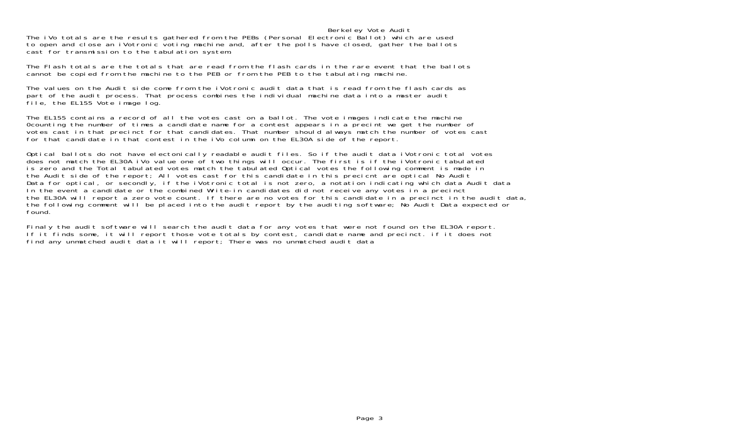# Berkeley Vote Audit

The iVo totals are the results gathered from the PEBs (Personal Electronic Ballot) which are used to open and close an iVotronic voting machine and, after the polls have closed, gather the ballots cast for transmission to the tabulation system.

The Flash totals are the totals that are read from the flash cards in the rare event that the ballots cannot be copied from the machine to the PEB or from the PEB to the tabulating machine.

The values on the Audit side come from the iVotronic audit data that is read from the flash cards as part of the audit process. That process combines the individual machine data into a master audit file, the EL155 Vote image log.

The EL155 contains a record of all the votes cast on a ballot. The vote images indicate the machine 0counting the number of times a candidate name for a contest appears in a precint we get the number of votes cast in that precinct for that candidates. That number should always match the number of votes cast for that candidate in that contest in the iVo column on the EL30A side of the report.

Optical ballots do not have electonically readable audit files. So if the audit data iVotronic total votes does not match the EL30A iVo value one of two things will occur. The first is if the iVotronic tabulated is zero and the Total tabulated votes match the tabulated Optical votes the following comment is made in the Audit side of the report; All votes cast for this candidate in this precicnt are optical No Audit Data for optical, or secondly, if the iVotronic total is not zero, a notation indicating which data Audit data In the event a candidate or the combined Write-in candidates did not receive any votes in a precinct the EL30A will report a zero vote count. If there are no votes for this candidate in a precinct in the audit data, the following comment will be placed into the audit report by the auditing software; No Audit Data expected or found.

Finaly the audit software will search the audit data for any votes that were not found on the EL30A report. If it finds some, it will report those vote totals by contest, candidate name and precinct. if it does not find any unmatched audit data it will report; There was no unmatched audit data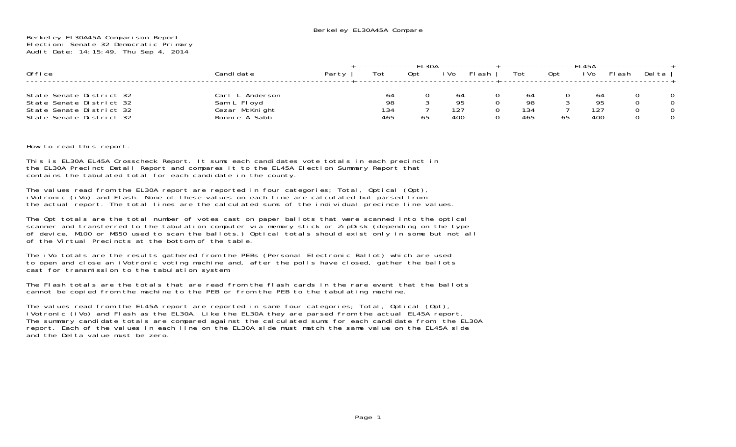Berkeley EL30A45A Compare

Berkeley EL30A45A Comparison Report
Election: Senate 32 Democratic Primary
Audit Date: 14:15:49, Thu Sep 4, 2014

| Office | Candidate | Party | EL30A | | | | EL45A | | | | |
|---|---|---|---|---|---|---|---|---|---|---|---|
| | | | Tot | Opt | iVo | Flash | Tot | Opt | iVo | Flash | Delta |
| State Senate District 32 | Carl L Anderson | | 64 | 0 | 64 | 0 | 64 | 0 | 64 | 0 | 0 |
| State Senate District 32 | Sam L Floyd | | 98 | 3 | 95 | 0 | 98 | 3 | 95 | 0 | 0 |
| State Senate District 32 | Cezar McKnight | | 134 | 7 | 127 | 0 | 134 | 7 | 127 | 0 | 0 |
| State Senate District 32 | Ronnie A Sabb | | 465 | 65 | 400 | 0 | 465 | 65 | 400 | 0 | 0 |

How to read this report.

This is EL30A EL45A Crosscheck Report. It sums each candidates vote totals in each precinct in the EL30A Precinct Detail Report and compares it to the EL45A Election Summary Report that contains the tabulated total for each candidate in the county.

The values read from the EL30A report are reported in four categories; Total, Optical (Opt), iVotronic (iVo) and Flash. None of these values on each line are calculated but parsed from the actual report. The total lines are the calculated sums of the individual precince line values.

The Opt totals are the total number of votes cast on paper ballots that were scanned into the optical scanner and transferred to the tabulation computer via memory stick or ZipDisk (depending on the type of device, M100 or M650 used to scan the ballots.) Optical totals should exist only in some but not all of the Virtual Precincts at the bottom of the table.

The iVo totals are the results gathered from the PEBs (Personal Electronic Ballot) which are used to open and close an iVotronic voting machine and, after the polls have closed, gather the ballots cast for transmission to the tabulation system.

The Flash totals are the totals that are read from the flash cards in the rare event that the ballots cannot be copied from the machine to the PEB or from the PEB to the tabulating machine.

The values read from the EL45A report are reported in same four categories; Total, Optical (Opt), iVotronic (iVo) and Flash as the EL30A. Like the EL30A they are parsed from the actual EL45A report. The summary candidate totals are compared against the calculated sums for each candidate from, the EL30A report. Each of the values in each line on the EL30A side must match the same value on the EL45A side and the Delta value must be zero.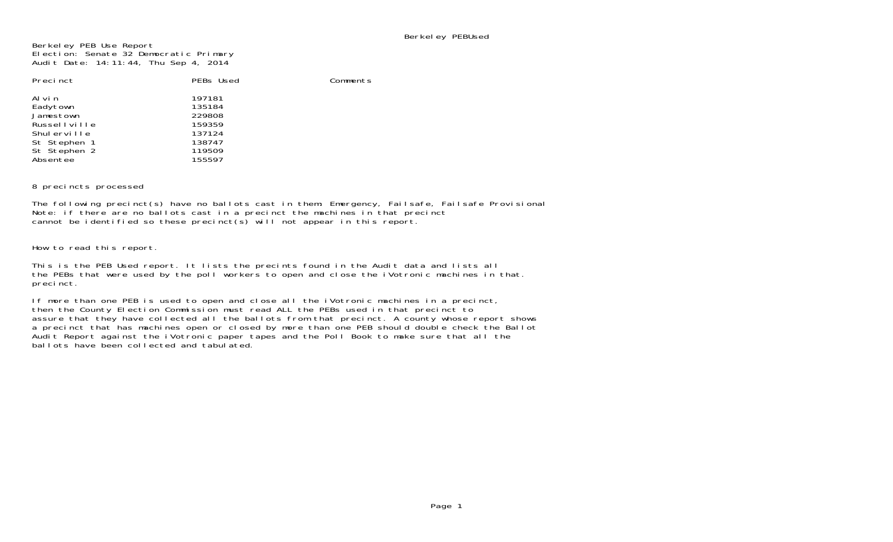Berkeley PEB Use Report
Election: Senate 32 Democratic Primary
Audit Date: 14:11:44, Thu Sep 4, 2014

| Precinct | PEBs Used | Comments |
|---|---|---|
| Alvin | 197181 | |
| Eadytown | 135184 | |
| Jamestown | 229808 | |
| Russellville | 159359 | |
| Shulerville | 137124 | |
| St Stephen 1 | 138747 | |
| St Stephen 2 | 119509 | |
| Absentee | 155597 | |

8 precincts processed

The following precinct(s) have no ballots cast in them: Emergency, Failsafe, Failsafe Provisional
Note: if there are no ballots cast in a precinct the machines in that precinct
cannot be identified so these precinct(s) will not appear in this report.

How to read this report.

This is the PEB Used report. It lists the precints found in the Audit data and lists all
the PEBs that were used by the poll workers to open and close the iVotronic machines in that.
precinct.

If more than one PEB is used to open and close all the iVotronic machines in a precinct,
then the County Election Commission must read ALL the PEBs used in that precinct to
assure that they have collected all the ballots from that precinct. A county whose report shows
a precinct that has machines open or closed by more than one PEB should double check the Ballot
Audit Report against the iVotronic paper tapes and the Poll Book to make sure that all the
ballots have been collected and tabulated.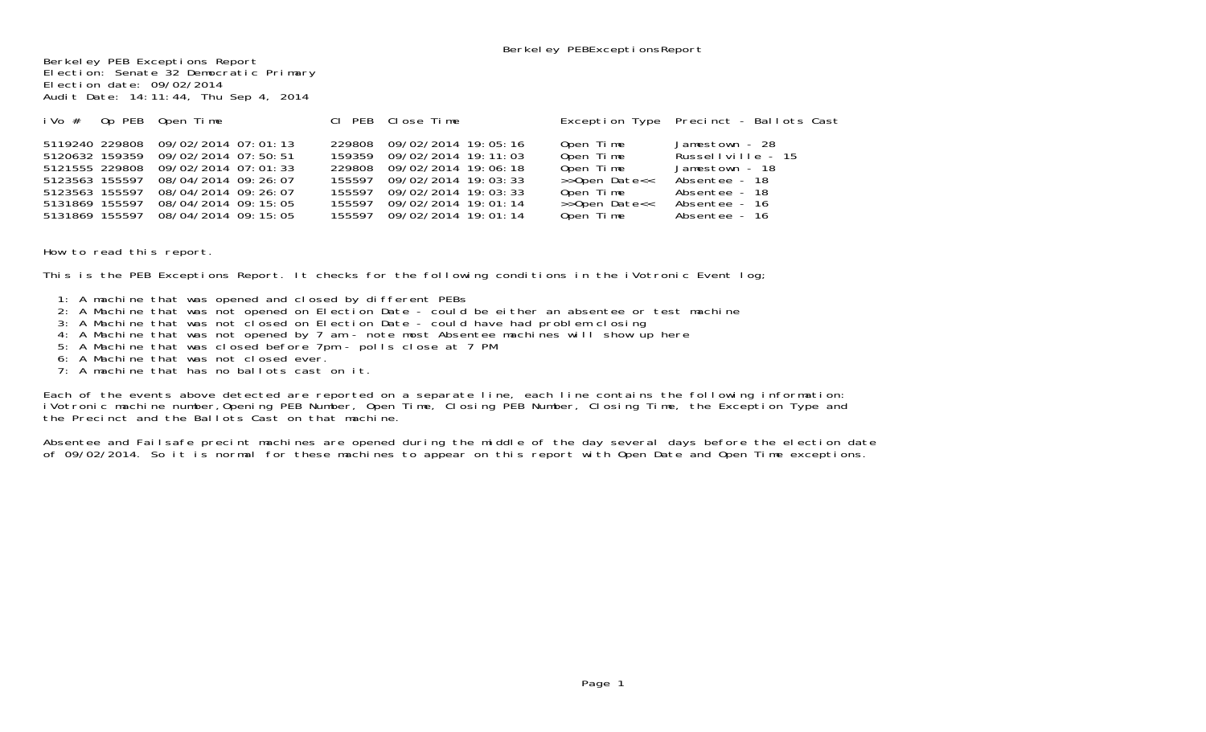Berkeley PEB Exceptions Report
Election: Senate 32 Democratic Primary
Election date: 09/02/2014
Audit Date: 14:11:44, Thu Sep 4, 2014

| iVo # | Op PEB | Open Time | Cl PEB | Close Time | Exception Type | Precinct - Ballots Cast |
|---|---|---|---|---|---|---|
| 5119240 | 229808 | 09/02/2014 07:01:13 | 229808 | 09/02/2014 19:05:16 | Open Time | Jamestown - 28 |
| 5120632 | 159359 | 09/02/2014 07:50:51 | 159359 | 09/02/2014 19:11:03 | Open Time | Russellville - 15 |
| 5121555 | 229808 | 09/02/2014 07:01:33 | 229808 | 09/02/2014 19:06:18 | Open Time | Jamestown - 18 |
| 5123563 | 155597 | 08/04/2014 09:26:07 | 155597 | 09/02/2014 19:03:33 | >>Open Date<< | Absentee - 18 |
| 5123563 | 155597 | 08/04/2014 09:26:07 | 155597 | 09/02/2014 19:03:33 | Open Time | Absentee - 18 |
| 5131869 | 155597 | 08/04/2014 09:15:05 | 155597 | 09/02/2014 19:01:14 | >>Open Date<< | Absentee - 16 |
| 5131869 | 155597 | 08/04/2014 09:15:05 | 155597 | 09/02/2014 19:01:14 | Open Time | Absentee - 16 |

How to read this report.

This is the PEB Exceptions Report. It checks for the following conditions in the iVotronic Event log;

1: A machine that was opened and closed by different PEBs
2: A Machine that was not opened on Election Date - could be either an absentee or test machine
3: A Machine that was not closed on Election Date - could have had problem closing
4: A Machine that was not opened by 7 am - note most Absentee machines will show up here
5: A Machine that was closed before 7pm - polls close at 7 PM
6: A Machine that was not closed ever.
7: A machine that has no ballots cast on it.

Each of the events above detected are reported on a separate line, each line contains the following information:
iVotronic machine number,Opening PEB Number, Open Time, Closing PEB Number, Closing Time, the Exception Type and the Precinct and the Ballots Cast on that machine.

Absentee and Failsafe precint machines are opened during the middle of the day several days before the election date of 09/02/2014. So it is normal for these machines to appear on this report with Open Date and Open Time exceptions.